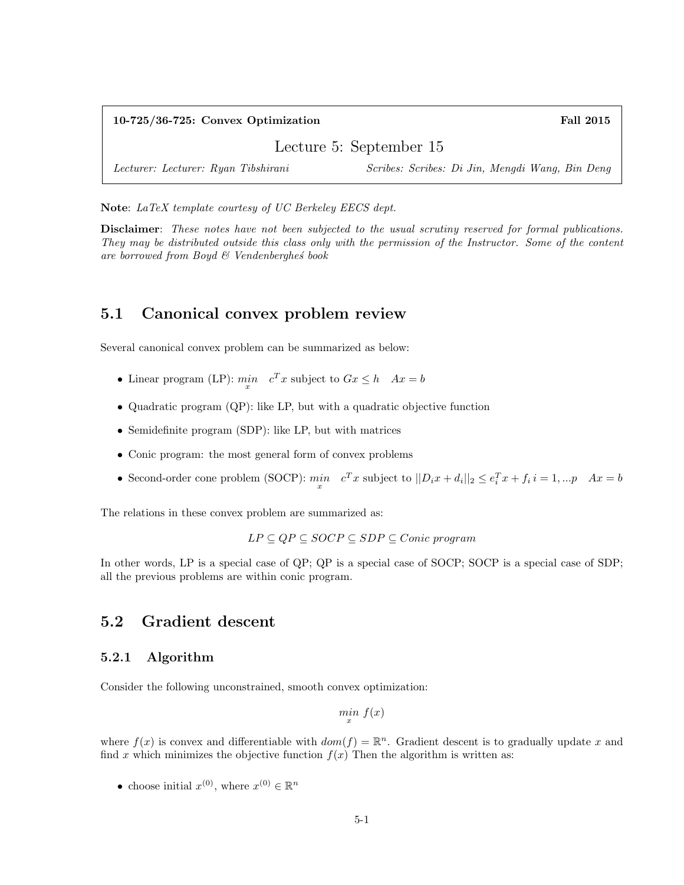**10-725/36-725: Convex Optimization** **Fall 2015**

# Lecture 5: September 15

*Lecturer: Lecturer: Ryan Tibshirani* *Scribes: Scribes: Di Jin, Mengdi Wang, Bin Deng*

**Note**: *LaTeX template courtesy of UC Berkeley EECS dept.*

**Disclaimer**: *These notes have not been subjected to the usual scrutiny reserved for formal publications. They may be distributed outside this class only with the permission of the Instructor. Some of the content are borrowed from Boyd & Vendenbergheś book*

## 5.1 Canonical convex problem review

Several canonical convex problem can be summarized as below:

- Linear program (LP): $\underset{x}{min} \quad c^T x$ subject to $Gx \leq h \quad Ax = b$
- Quadratic program (QP): like LP, but with a quadratic objective function
- Semidefinite program (SDP): like LP, but with matrices
- Conic program: the most general form of convex problems
- Second-order cone problem (SOCP): $\underset{x}{min} \quad c^T x$ subject to $||D_i x + d_i||_2 \leq e_i^T x + f_i \; i = 1, ...p \quad Ax = b$

The relations in these convex problem are summarized as:

$$LP \subseteq QP \subseteq SOCP \subseteq SDP \subseteq Conic\ program$$

In other words, LP is a special case of QP; QP is a special case of SOCP; SOCP is a special case of SDP; all the previous problems are within conic program.

## 5.2 Gradient descent

### 5.2.1 Algorithm

Consider the following unconstrained, smooth convex optimization:

$$\underset{x}{min}\ f(x)$$

where $f(x)$ is convex and differentiable with $dom(f) = \mathbb{R}^n$. Gradient descent is to gradually update $x$ and find $x$ which minimizes the objective function $f(x)$ Then the algorithm is written as:

- choose initial $x^{(0)}$, where $x^{(0)} \in \mathbb{R}^n$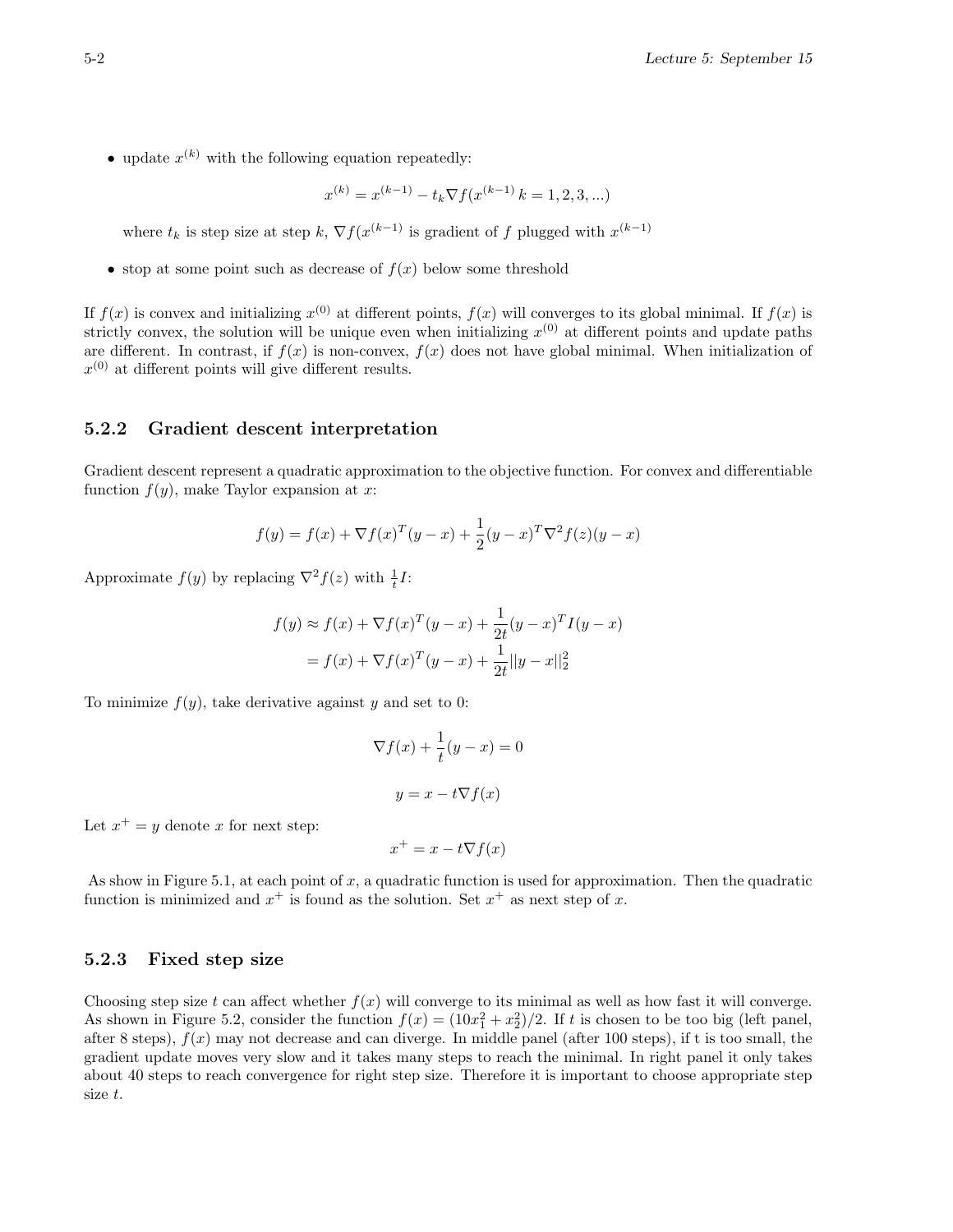- update $x^{(k)}$ with the following equation repeatedly:

$$x^{(k)} = x^{(k-1)} - t_k \nabla f(x^{(k-1)} \, k = 1, 2, 3, ...)$$

  where $t_k$ is step size at step $k$, $\nabla f(x^{(k-1)}$ is gradient of $f$ plugged with $x^{(k-1)}$

- stop at some point such as decrease of $f(x)$ below some threshold

If $f(x)$ is convex and initializing $x^{(0)}$ at different points, $f(x)$ will converges to its global minimal. If $f(x)$ is strictly convex, the solution will be unique even when initializing $x^{(0)}$ at different points and update paths are different. In contrast, if $f(x)$ is non-convex, $f(x)$ does not have global minimal. When initialization of $x^{(0)}$ at different points will give different results.

### 5.2.2 Gradient descent interpretation

Gradient descent represent a quadratic approximation to the objective function. For convex and differentiable function $f(y)$, make Taylor expansion at $x$:

$$f(y) = f(x) + \nabla f(x)^T (y - x) + \frac{1}{2}(y - x)^T \nabla^2 f(z)(y - x)$$

Approximate $f(y)$ by replacing $\nabla^2 f(z)$ with $\frac{1}{t}I$:

$$\begin{aligned} f(y) &\approx f(x) + \nabla f(x)^T (y - x) + \frac{1}{2t}(y - x)^T I(y - x) \\ &= f(x) + \nabla f(x)^T (y - x) + \frac{1}{2t}||y - x||_2^2 \end{aligned}$$

To minimize $f(y)$, take derivative against $y$ and set to 0:

$$\nabla f(x) + \frac{1}{t}(y - x) = 0$$

$$y = x - t\nabla f(x)$$

Let $x^+ = y$ denote $x$ for next step:

$$x^+ = x - t\nabla f(x)$$

As show in Figure 5.1, at each point of $x$, a quadratic function is used for approximation. Then the quadratic function is minimized and $x^+$ is found as the solution. Set $x^+$ as next step of $x$.

### 5.2.3 Fixed step size

Choosing step size $t$ can affect whether $f(x)$ will converge to its minimal as well as how fast it will converge. As shown in Figure 5.2, consider the function $f(x) = (10x_1^2 + x_2^2)/2$. If $t$ is chosen to be too big (left panel, after 8 steps), $f(x)$ may not decrease and can diverge. In middle panel (after 100 steps), if t is too small, the gradient update moves very slow and it takes many steps to reach the minimal. In right panel it only takes about 40 steps to reach convergence for right step size. Therefore it is important to choose appropriate step size $t$.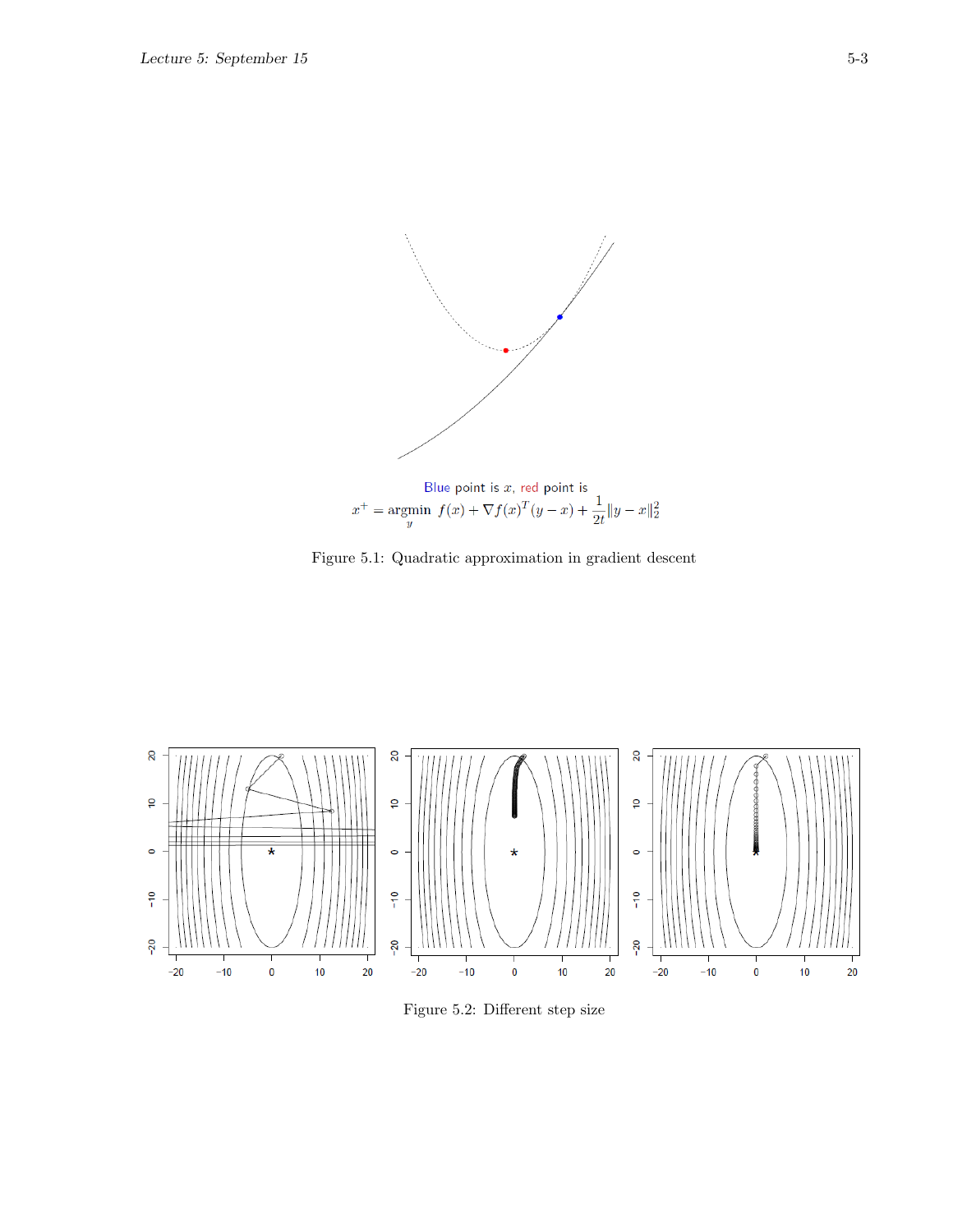Blue point is $x$, red point is

$$x^+ = \underset{y}{\operatorname{argmin}} \; f(x) + \nabla f(x)^T (y - x) + \frac{1}{2t}\|y - x\|_2^2$$

Figure 5.1: Quadratic approximation in gradient descent

Figure 5.2: Different step size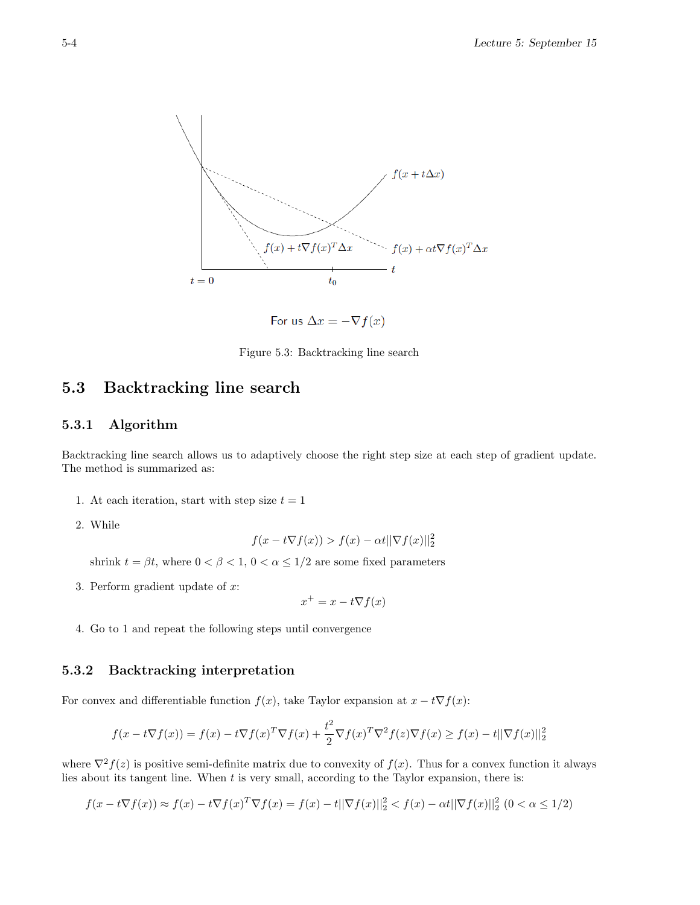For us $\Delta x = -\nabla f(x)$

Figure 5.3: Backtracking line search

## 5.3 Backtracking line search

### 5.3.1 Algorithm

Backtracking line search allows us to adaptively choose the right step size at each step of gradient update. The method is summarized as:

1. At each iteration, start with step size $t = 1$
2. While
$$f(x - t\nabla f(x)) > f(x) - \alpha t||\nabla f(x)||_2^2$$
shrink $t = \beta t$, where $0 < \beta < 1$, $0 < \alpha \leq 1/2$ are some fixed parameters
3. Perform gradient update of $x$:
$$x^+ = x - t\nabla f(x)$$
4. Go to 1 and repeat the following steps until convergence

### 5.3.2 Backtracking interpretation

For convex and differentiable function $f(x)$, take Taylor expansion at $x - t\nabla f(x)$:

$$f(x - t\nabla f(x)) = f(x) - t\nabla f(x)^T \nabla f(x) + \frac{t^2}{2}\nabla f(x)^T \nabla^2 f(z) \nabla f(x) \geq f(x) - t||\nabla f(x)||_2^2$$

where $\nabla^2 f(z)$ is positive semi-definite matrix due to convexity of $f(x)$. Thus for a convex function it always lies about its tangent line. When $t$ is very small, according to the Taylor expansion, there is:

$$f(x - t\nabla f(x)) \approx f(x) - t\nabla f(x)^T \nabla f(x) = f(x) - t||\nabla f(x)||_2^2 < f(x) - \alpha t||\nabla f(x)||_2^2 \ (0 < \alpha \leq 1/2)$$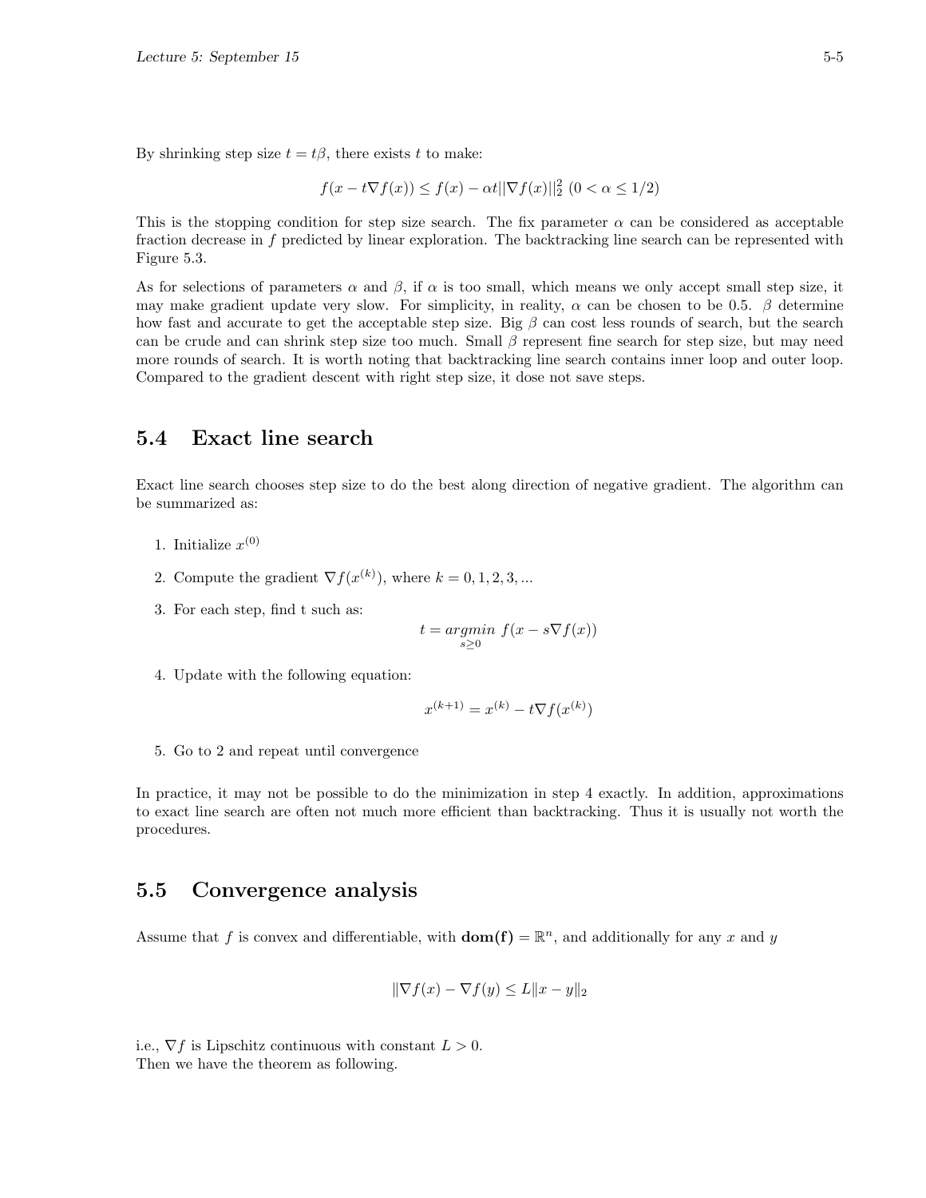By shrinking step size $t = t\beta$, there exists $t$ to make:

$$f(x - t\nabla f(x)) \leq f(x) - \alpha t||\nabla f(x)||_2^2 \ (0 < \alpha \leq 1/2)$$

This is the stopping condition for step size search. The fix parameter $\alpha$ can be considered as acceptable fraction decrease in $f$ predicted by linear exploration. The backtracking line search can be represented with Figure 5.3.

As for selections of parameters $\alpha$ and $\beta$, if $\alpha$ is too small, which means we only accept small step size, it may make gradient update very slow. For simplicity, in reality, $\alpha$ can be chosen to be 0.5. $\beta$ determine how fast and accurate to get the acceptable step size. Big $\beta$ can cost less rounds of search, but the search can be crude and can shrink step size too much. Small $\beta$ represent fine search for step size, but may need more rounds of search. It is worth noting that backtracking line search contains inner loop and outer loop. Compared to the gradient descent with right step size, it dose not save steps.

## 5.4 Exact line search

Exact line search chooses step size to do the best along direction of negative gradient. The algorithm can be summarized as:

1. Initialize $x^{(0)}$
2. Compute the gradient $\nabla f(x^{(k)})$, where $k = 0, 1, 2, 3, ...$
3. For each step, find t such as:
$$t = \underset{s \geq 0}{argmin} \ f(x - s\nabla f(x))$$
4. Update with the following equation:
$$x^{(k+1)} = x^{(k)} - t\nabla f(x^{(k)})$$
5. Go to 2 and repeat until convergence

In practice, it may not be possible to do the minimization in step 4 exactly. In addition, approximations to exact line search are often not much more efficient than backtracking. Thus it is usually not worth the procedures.

## 5.5 Convergence analysis

Assume that $f$ is convex and differentiable, with $\mathbf{dom(f)} = \mathbb{R}^n$, and additionally for any $x$ and $y$

$$\|\nabla f(x) - \nabla f(y) \leq L\|x - y\|_2$$

i.e., $\nabla f$ is Lipschitz continuous with constant $L > 0$.
Then we have the theorem as following.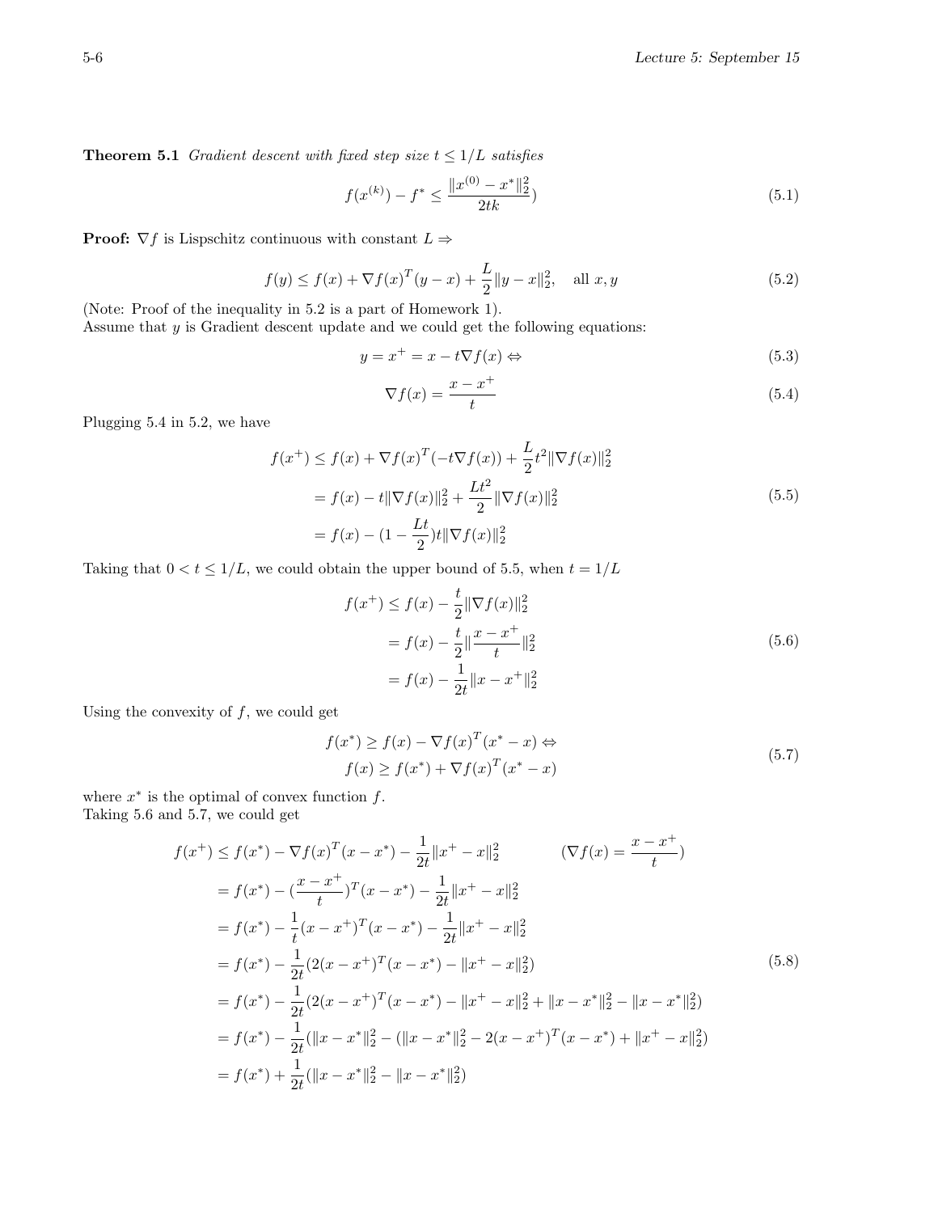**Theorem 5.1** *Gradient descent with fixed step size $t \leq 1/L$ satisfies*

$$f(x^{(k)}) - f^* \leq \frac{\|x^{(0)} - x^*\|_2^2}{2tk}) \tag{5.1}$$

**Proof:** $\nabla f$ is Lispschitz continuous with constant $L \Rightarrow$

$$f(y) \leq f(x) + \nabla f(x)^T (y - x) + \frac{L}{2}\|y - x\|_2^2, \quad \text{all } x, y \tag{5.2}$$

(Note: Proof of the inequality in 5.2 is a part of Homework 1).
Assume that $y$ is Gradient descent update and we could get the following equations:

$$y = x^+ = x - t\nabla f(x) \Leftrightarrow \tag{5.3}$$

$$\nabla f(x) = \frac{x - x^+}{t} \tag{5.4}$$

Plugging 5.4 in 5.2, we have

$$\begin{aligned} f(x^+) &\leq f(x) + \nabla f(x)^T(-t\nabla f(x)) + \frac{L}{2}t^2\|\nabla f(x)\|_2^2 \\ &= f(x) - t\|\nabla f(x)\|_2^2 + \frac{Lt^2}{2}\|\nabla f(x)\|_2^2 \\ &= f(x) - (1 - \frac{Lt}{2})t\|\nabla f(x)\|_2^2 \end{aligned} \tag{5.5}$$

Taking that $0 < t \leq 1/L$, we could obtain the upper bound of 5.5, when $t = 1/L$

$$\begin{aligned} f(x^+) &\leq f(x) - \frac{t}{2}\|\nabla f(x)\|_2^2 \\ &= f(x) - \frac{t}{2}\|\frac{x - x^+}{t}\|_2^2 \\ &= f(x) - \frac{1}{2t}\|x - x^+\|_2^2 \end{aligned} \tag{5.6}$$

Using the convexity of $f$, we could get

$$\begin{aligned} f(x^*) &\geq f(x) - \nabla f(x)^T(x^* - x) \Leftrightarrow \\ f(x) &\geq f(x^*) + \nabla f(x)^T(x^* - x) \end{aligned} \tag{5.7}$$

where $x^*$ is the optimal of convex function $f$.
Taking 5.6 and 5.7, we could get

$$\begin{aligned} f(x^+) &\leq f(x^*) - \nabla f(x)^T(x - x^*) - \frac{1}{2t}\|x^+ - x\|_2^2 \qquad\qquad (\nabla f(x) = \frac{x - x^+}{t}) \\ &= f(x^*) - (\frac{x - x^+}{t})^T(x - x^*) - \frac{1}{2t}\|x^+ - x\|_2^2 \\ &= f(x^*) - \frac{1}{t}(x - x^+)^T(x - x^*) - \frac{1}{2t}\|x^+ - x\|_2^2 \\ &= f(x^*) - \frac{1}{2t}(2(x - x^+)^T(x - x^*) - \|x^+ - x\|_2^2) \\ &= f(x^*) - \frac{1}{2t}(2(x - x^+)^T(x - x^*) - \|x^+ - x\|_2^2 + \|x - x^*\|_2^2 - \|x - x^*\|_2^2) \\ &= f(x^*) - \frac{1}{2t}(\|x - x^*\|_2^2 - (\|x - x^*\|_2^2 - 2(x - x^+)^T(x - x^*) + \|x^+ - x\|_2^2) \\ &= f(x^*) + \frac{1}{2t}(\|x - x^*\|_2^2 - \|x - x^*\|_2^2) \end{aligned} \tag{5.8}$$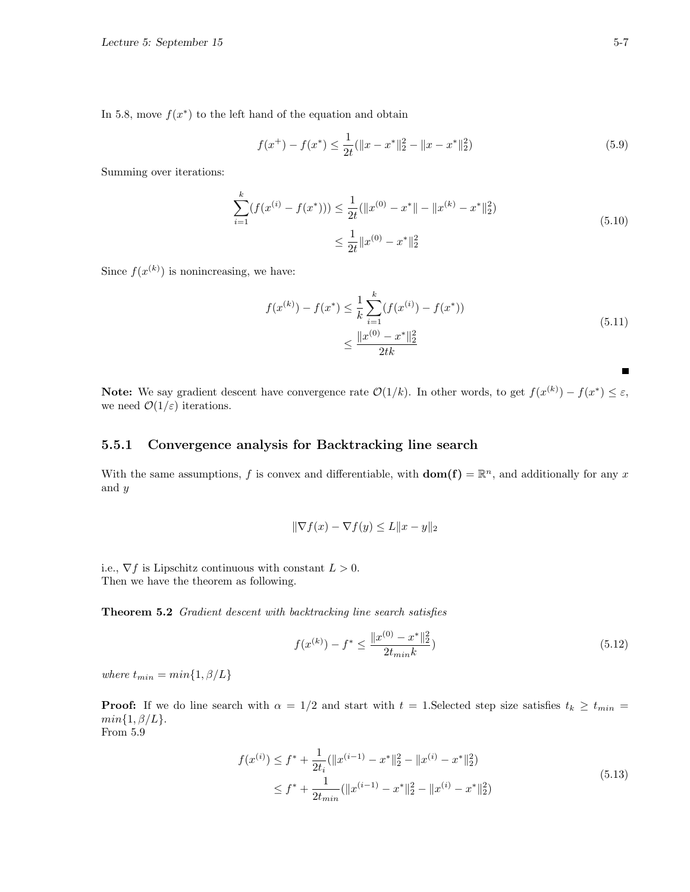In 5.8, move $f(x^*)$ to the left hand of the equation and obtain

$$f(x^+) - f(x^*) \leq \frac{1}{2t}(\|x - x^*\|_2^2 - \|x - x^*\|_2^2) \tag{5.9}$$

Summing over iterations:

$$\begin{aligned}\sum_{i=1}^{k}(f(x^{(i)} - f(x^*))) &\leq \frac{1}{2t}(\|x^{(0)} - x^*\| - \|x^{(k)} - x^*\|_2^2) \\ &\leq \frac{1}{2t}\|x^{(0)} - x^*\|_2^2\end{aligned} \tag{5.10}$$

Since $f(x^{(k)})$ is nonincreasing, we have:

$$\begin{aligned}f(x^{(k)}) - f(x^*) &\leq \frac{1}{k}\sum_{i=1}^{k}(f(x^{(i)}) - f(x^*)) \\ &\leq \frac{\|x^{(0)} - x^*\|_2^2}{2tk}\end{aligned} \tag{5.11}$$

■

**Note:** We say gradient descent have convergence rate $\mathcal{O}(1/k)$. In other words, to get $f(x^{(k)}) - f(x^*) \leq \varepsilon$, we need $\mathcal{O}(1/\varepsilon)$ iterations.

### 5.5.1 Convergence analysis for Backtracking line search

With the same assumptions, $f$ is convex and differentiable, with $\mathbf{dom(f)} = \mathbb{R}^n$, and additionally for any $x$ and $y$

$$\|\nabla f(x) - \nabla f(y) \leq L\|x - y\|_2$$

i.e., $\nabla f$ is Lipschitz continuous with constant $L > 0$.
Then we have the theorem as following.

**Theorem 5.2** *Gradient descent with backtracking line search satisfies*

$$f(x^{(k)}) - f^* \leq \frac{\|x^{(0)} - x^*\|_2^2}{2t_{min}k}) \tag{5.12}$$

*where* $t_{min} = min\{1, \beta/L\}$

**Proof:** If we do line search with $\alpha = 1/2$ and start with $t = 1$.Selected step size satisfies $t_k \geq t_{min} = min\{1, \beta/L\}$.
From 5.9

$$\begin{aligned}f(x^{(i)}) &\leq f^* + \frac{1}{2t_i}(\|x^{(i-1)} - x^*\|_2^2 - \|x^{(i)} - x^*\|_2^2) \\ &\leq f^* + \frac{1}{2t_{min}}(\|x^{(i-1)} - x^*\|_2^2 - \|x^{(i)} - x^*\|_2^2)\end{aligned} \tag{5.13}$$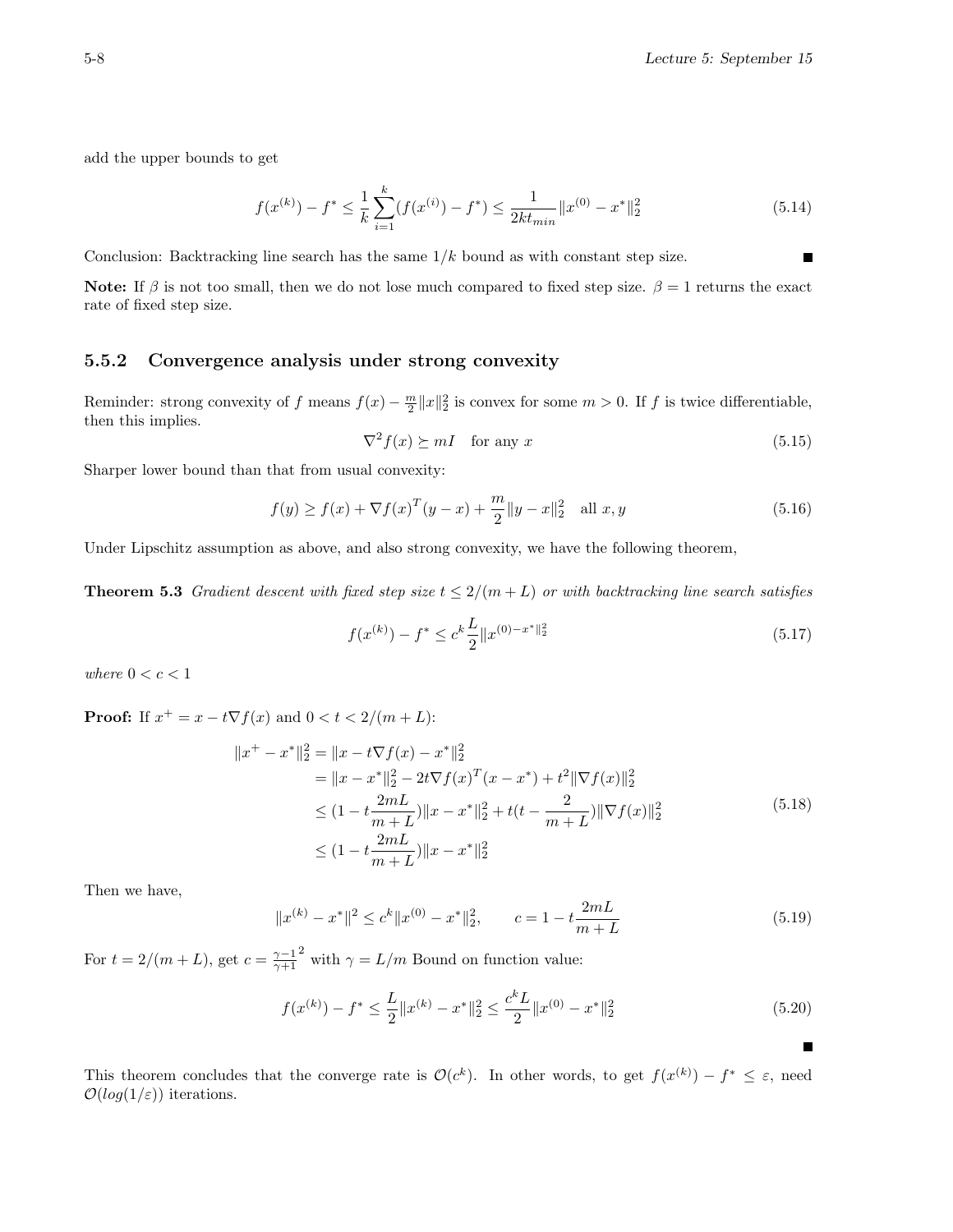add the upper bounds to get

$$f(x^{(k)}) - f^* \leq \frac{1}{k}\sum_{i=1}^{k}(f(x^{(i)}) - f^*) \leq \frac{1}{2kt_{min}}\|x^{(0)} - x^*\|_2^2 \tag{5.14}$$

Conclusion: Backtracking line search has the same $1/k$ bound as with constant step size. ∎

**Note:** If $\beta$ is not too small, then we do not lose much compared to fixed step size. $\beta = 1$ returns the exact rate of fixed step size.

### 5.5.2 Convergence analysis under strong convexity

Reminder: strong convexity of $f$ means $f(x) - \frac{m}{2}\|x\|_2^2$ is convex for some $m > 0$. If $f$ is twice differentiable, then this implies.

$$\nabla^2 f(x) \succeq mI \quad \text{for any } x \tag{5.15}$$

Sharper lower bound than that from usual convexity:

$$f(y) \geq f(x) + \nabla f(x)^T(y - x) + \frac{m}{2}\|y - x\|_2^2 \quad \text{all } x, y \tag{5.16}$$

Under Lipschitz assumption as above, and also strong convexity, we have the following theorem,

**Theorem 5.3** *Gradient descent with fixed step size $t \leq 2/(m + L)$ or with backtracking line search satisfies*

$$f(x^{(k)}) - f^* \leq c^k \frac{L}{2}\|x^{(0)-x^*\|_2^2} \tag{5.17}$$

*where $0 < c < 1$*

**Proof:** If $x^+ = x - t\nabla f(x)$ and $0 < t < 2/(m + L)$:

$$\begin{aligned}
\|x^+ - x^*\|_2^2 &= \|x - t\nabla f(x) - x^*\|_2^2 \\
&= \|x - x^*\|_2^2 - 2t\nabla f(x)^T(x - x^*) + t^2\|\nabla f(x)\|_2^2 \\
&\leq (1 - t\frac{2mL}{m + L})\|x - x^*\|_2^2 + t(t - \frac{2}{m + L})\|\nabla f(x)\|_2^2 \\
&\leq (1 - t\frac{2mL}{m + L})\|x - x^*\|_2^2
\end{aligned} \tag{5.18}$$

Then we have,

$$\|x^{(k)} - x^*\|^2 \leq c^k\|x^{(0)} - x^*\|_2^2, \qquad c = 1 - t\frac{2mL}{m + L} \tag{5.19}$$

For $t = 2/(m + L)$, get $c = \frac{\gamma - 1}{\gamma + 1}^2$ with $\gamma = L/m$ Bound on function value:

$$f(x^{(k)}) - f^* \leq \frac{L}{2}\|x^{(k)} - x^*\|_2^2 \leq \frac{c^k L}{2}\|x^{(0)} - x^*\|_2^2 \tag{5.20}$$

∎

This theorem concludes that the converge rate is $\mathcal{O}(c^k)$. In other words, to get $f(x^{(k)}) - f^* \leq \varepsilon$, need $\mathcal{O}(log(1/\varepsilon))$ iterations.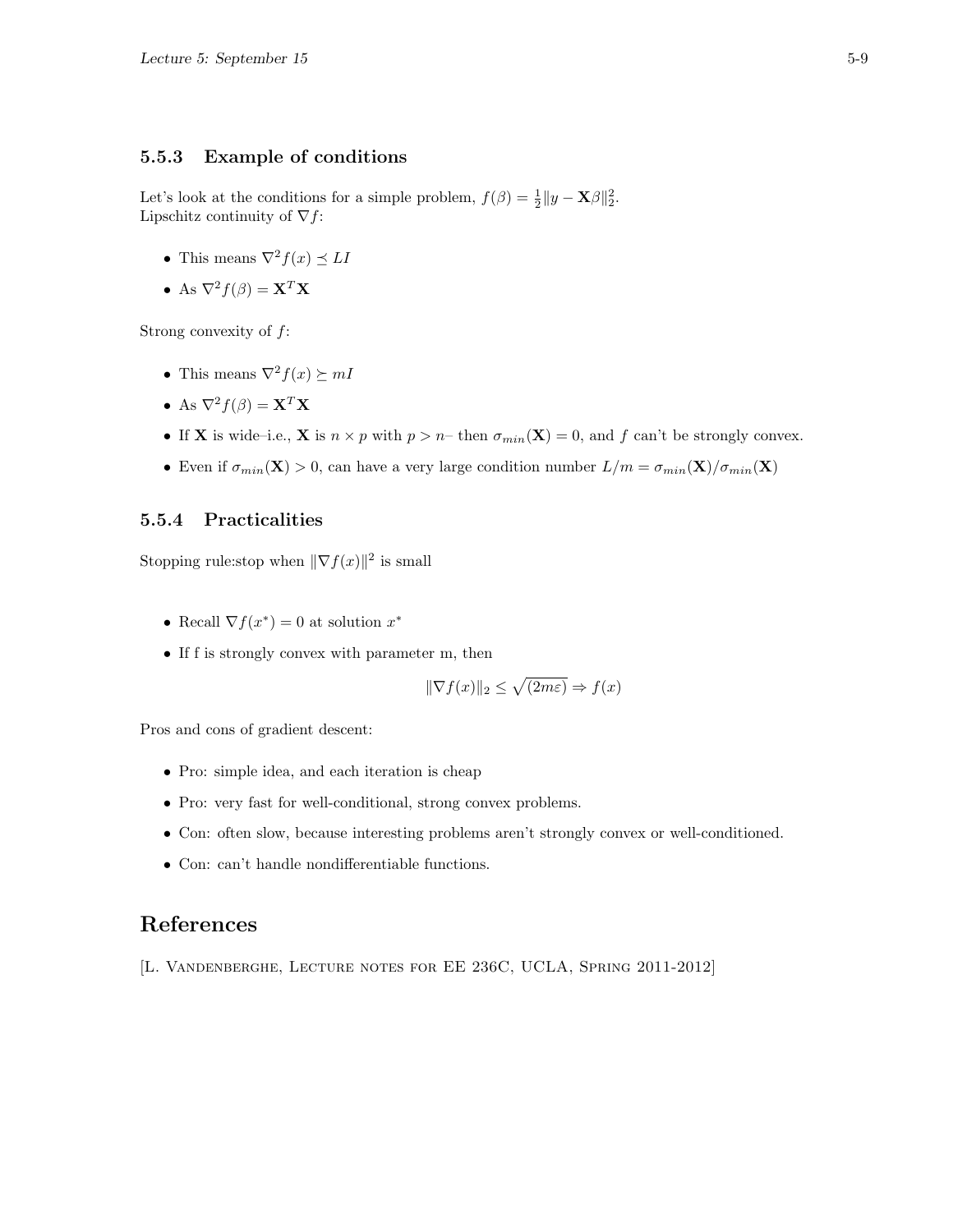### 5.5.3 Example of conditions

Let's look at the conditions for a simple problem, $f(\beta) = \frac{1}{2}\|y - \mathbf{X}\beta\|_2^2$.
Lipschitz continuity of $\nabla f$:

- This means $\nabla^2 f(x) \preceq LI$
- As $\nabla^2 f(\beta) = \mathbf{X}^T\mathbf{X}$

Strong convexity of $f$:

- This means $\nabla^2 f(x) \succeq mI$
- As $\nabla^2 f(\beta) = \mathbf{X}^T\mathbf{X}$
- If $\mathbf{X}$ is wide–i.e., $\mathbf{X}$ is $n \times p$ with $p > n$– then $\sigma_{min}(\mathbf{X}) = 0$, and $f$ can't be strongly convex.
- Even if $\sigma_{min}(\mathbf{X}) > 0$, can have a very large condition number $L/m = \sigma_{min}(\mathbf{X})/\sigma_{min}(\mathbf{X})$

### 5.5.4 Practicalities

Stopping rule:stop when $\|\nabla f(x)\|^2$ is small

- Recall $\nabla f(x^*) = 0$ at solution $x^*$
- If f is strongly convex with parameter m, then

$$\|\nabla f(x)\|_2 \leq \sqrt{(2m\varepsilon)} \Rightarrow f(x)$$

Pros and cons of gradient descent:

- Pro: simple idea, and each iteration is cheap
- Pro: very fast for well-conditional, strong convex problems.
- Con: often slow, because interesting problems aren't strongly convex or well-conditioned.
- Con: can't handle nondifferentiable functions.

## References

[L. Vandenberghe, Lecture notes for EE 236C, UCLA, Spring 2011-2012]